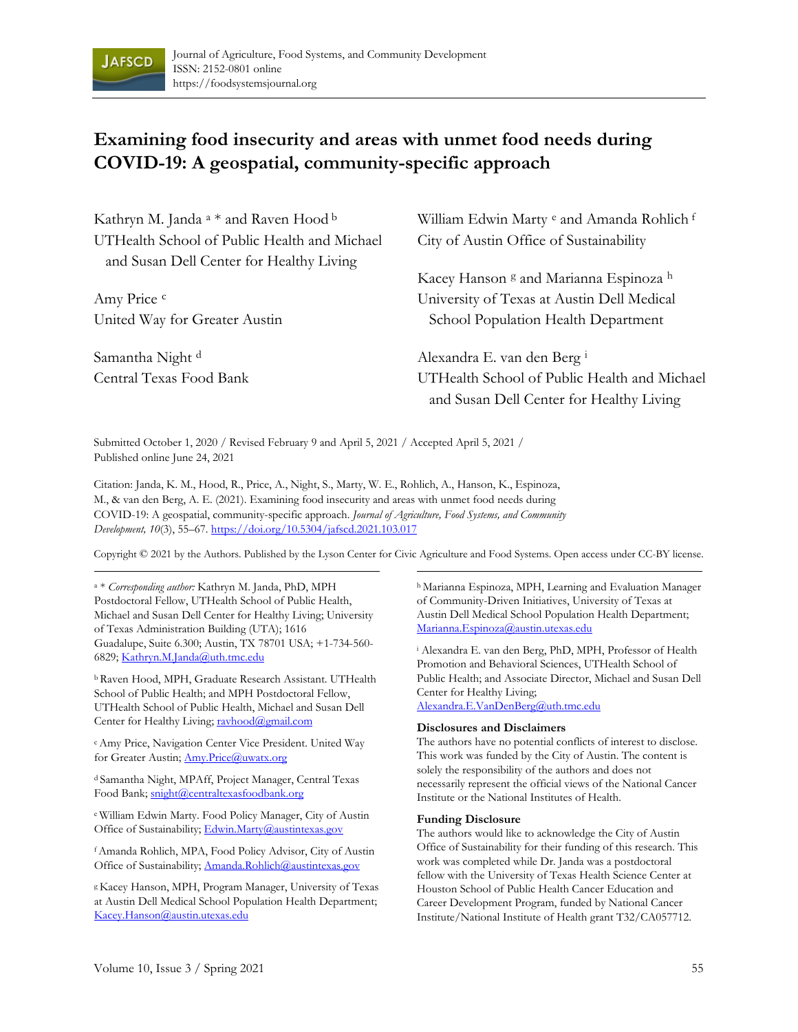Journal of Agriculture, Food Systems, and Community Development
ISSN: 2152-0801 online
https://foodsystemsjournal.org

# Examining food insecurity and areas with unmet food needs during COVID-19: A geospatial, community-specific approach

Kathryn M. Janda [a] * and Raven Hood [b]
UTHealth School of Public Health and Michael and Susan Dell Center for Healthy Living

Amy Price [c]
United Way for Greater Austin

Samantha Night [d]
Central Texas Food Bank

William Edwin Marty [e] and Amanda Rohlich [f]
City of Austin Office of Sustainability

Kacey Hanson [g] and Marianna Espinoza [h]
University of Texas at Austin Dell Medical School Population Health Department

Alexandra E. van den Berg [i]
UTHealth School of Public Health and Michael and Susan Dell Center for Healthy Living

Submitted October 1, 2020 / Revised February 9 and April 5, 2021 / Accepted April 5, 2021 / Published online June 24, 2021

Citation: Janda, K. M., Hood, R., Price, A., Night, S., Marty, W. E., Rohlich, A., Hanson, K., Espinoza, M., & van den Berg, A. E. (2021). Examining food insecurity and areas with unmet food needs during COVID-19: A geospatial, community-specific approach. *Journal of Agriculture, Food Systems, and Community Development, 10*(3), 55–67. https://doi.org/10.5304/jafscd.2021.103.017

Copyright © 2021 by the Authors. Published by the Lyson Center for Civic Agriculture and Food Systems. Open access under CC-BY license.

---

[a] * *Corresponding author:* Kathryn M. Janda, PhD, MPH Postdoctoral Fellow, UTHealth School of Public Health, Michael and Susan Dell Center for Healthy Living; University of Texas Administration Building (UTA); 1616 Guadalupe, Suite 6.300; Austin, TX 78701 USA; +1-734-560-6829; Kathryn.M.Janda@uth.tmc.edu

[b] Raven Hood, MPH, Graduate Research Assistant. UTHealth School of Public Health; and MPH Postdoctoral Fellow, UTHealth School of Public Health, Michael and Susan Dell Center for Healthy Living; ravhood@gmail.com

[c] Amy Price, Navigation Center Vice President. United Way for Greater Austin; Amy.Price@uwatx.org

[d] Samantha Night, MPAff, Project Manager, Central Texas Food Bank; snight@centraltexasfoodbank.org

[e] William Edwin Marty. Food Policy Manager, City of Austin Office of Sustainability; Edwin.Marty@austintexas.gov

[f] Amanda Rohlich, MPA, Food Policy Advisor, City of Austin Office of Sustainability; Amanda.Rohlich@austintexas.gov

[g] Kacey Hanson, MPH, Program Manager, University of Texas at Austin Dell Medical School Population Health Department; Kacey.Hanson@austin.utexas.edu

[h] Marianna Espinoza, MPH, Learning and Evaluation Manager of Community-Driven Initiatives, University of Texas at Austin Dell Medical School Population Health Department; Marianna.Espinoza@austin.utexas.edu

[i] Alexandra E. van den Berg, PhD, MPH, Professor of Health Promotion and Behavioral Sciences, UTHealth School of Public Health; and Associate Director, Michael and Susan Dell Center for Healthy Living; Alexandra.E.VanDenBerg@uth.tmc.edu

### Disclosures and Disclaimers

The authors have no potential conflicts of interest to disclose. This work was funded by the City of Austin. The content is solely the responsibility of the authors and does not necessarily represent the official views of the National Cancer Institute or the National Institutes of Health.

### Funding Disclosure

The authors would like to acknowledge the City of Austin Office of Sustainability for their funding of this research. This work was completed while Dr. Janda was a postdoctoral fellow with the University of Texas Health Science Center at Houston School of Public Health Cancer Education and Career Development Program, funded by National Cancer Institute/National Institute of Health grant T32/CA057712.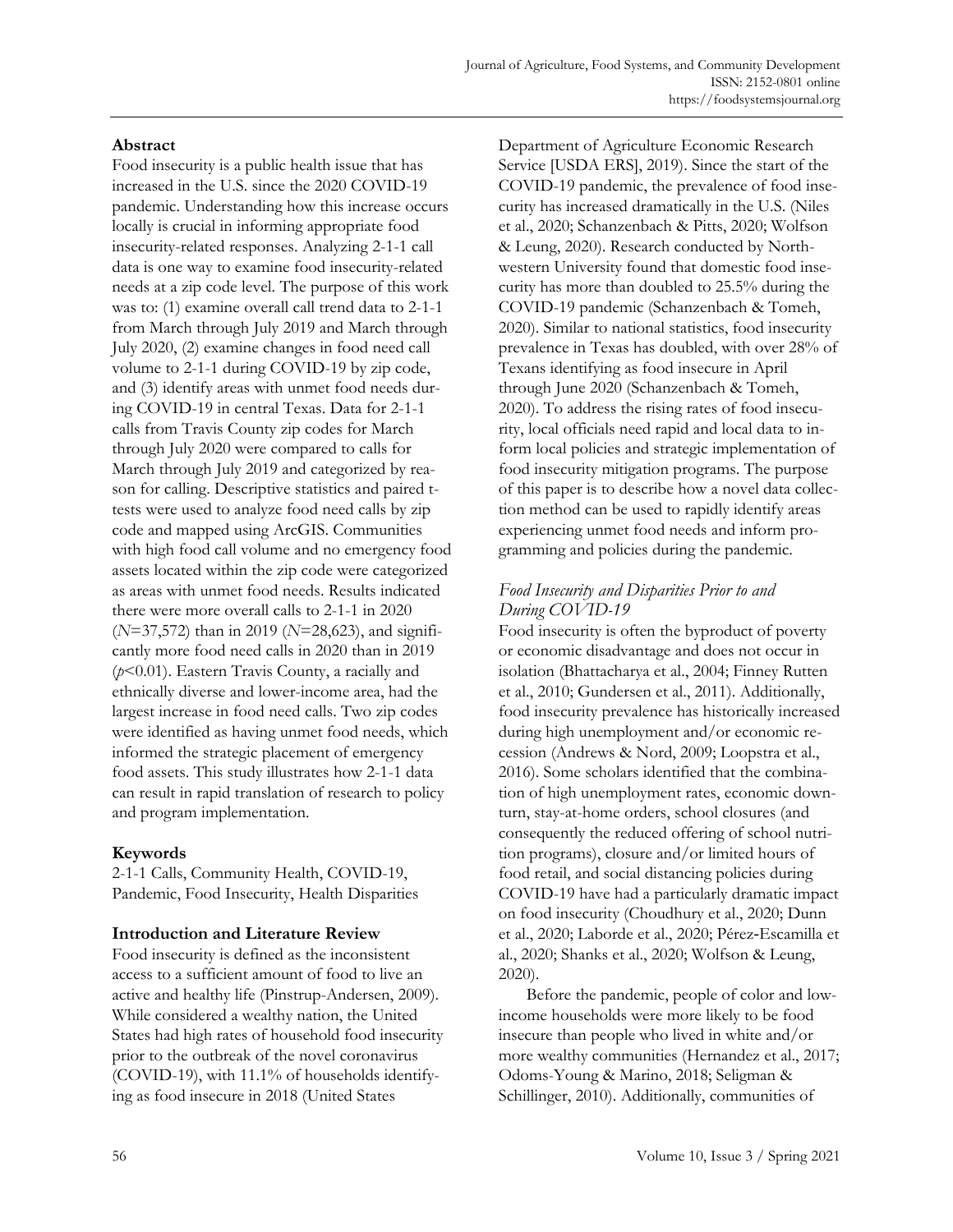## Abstract

Food insecurity is a public health issue that has increased in the U.S. since the 2020 COVID-19 pandemic. Understanding how this increase occurs locally is crucial in informing appropriate food insecurity-related responses. Analyzing 2-1-1 call data is one way to examine food insecurity-related needs at a zip code level. The purpose of this work was to: (1) examine overall call trend data to 2-1-1 from March through July 2019 and March through July 2020, (2) examine changes in food need call volume to 2-1-1 during COVID-19 by zip code, and (3) identify areas with unmet food needs during COVID-19 in central Texas. Data for 2-1-1 calls from Travis County zip codes for March through July 2020 were compared to calls for March through July 2019 and categorized by reason for calling. Descriptive statistics and paired t-tests were used to analyze food need calls by zip code and mapped using ArcGIS. Communities with high food call volume and no emergency food assets located within the zip code were categorized as areas with unmet food needs. Results indicated there were more overall calls to 2-1-1 in 2020 ($N$=37,572) than in 2019 ($N$=28,623), and significantly more food need calls in 2020 than in 2019 ($p$<0.01). Eastern Travis County, a racially and ethnically diverse and lower-income area, had the largest increase in food need calls. Two zip codes were identified as having unmet food needs, which informed the strategic placement of emergency food assets. This study illustrates how 2-1-1 data can result in rapid translation of research to policy and program implementation.

## Keywords

2-1-1 Calls, Community Health, COVID-19, Pandemic, Food Insecurity, Health Disparities

## Introduction and Literature Review

Food insecurity is defined as the inconsistent access to a sufficient amount of food to live an active and healthy life (Pinstrup-Andersen, 2009). While considered a wealthy nation, the United States had high rates of household food insecurity prior to the outbreak of the novel coronavirus (COVID-19), with 11.1% of households identifying as food insecure in 2018 (United States Department of Agriculture Economic Research Service [USDA ERS], 2019). Since the start of the COVID-19 pandemic, the prevalence of food insecurity has increased dramatically in the U.S. (Niles et al., 2020; Schanzenbach & Pitts, 2020; Wolfson & Leung, 2020). Research conducted by Northwestern University found that domestic food insecurity has more than doubled to 25.5% during the COVID-19 pandemic (Schanzenbach & Tomeh, 2020). Similar to national statistics, food insecurity prevalence in Texas has doubled, with over 28% of Texans identifying as food insecure in April through June 2020 (Schanzenbach & Tomeh, 2020). To address the rising rates of food insecurity, local officials need rapid and local data to inform local policies and strategic implementation of food insecurity mitigation programs. The purpose of this paper is to describe how a novel data collection method can be used to rapidly identify areas experiencing unmet food needs and inform programming and policies during the pandemic.

### *Food Insecurity and Disparities Prior to and During COVID-19*

Food insecurity is often the byproduct of poverty or economic disadvantage and does not occur in isolation (Bhattacharya et al., 2004; Finney Rutten et al., 2010; Gundersen et al., 2011). Additionally, food insecurity prevalence has historically increased during high unemployment and/or economic recession (Andrews & Nord, 2009; Loopstra et al., 2016). Some scholars identified that the combination of high unemployment rates, economic downturn, stay-at-home orders, school closures (and consequently the reduced offering of school nutrition programs), closure and/or limited hours of food retail, and social distancing policies during COVID-19 have had a particularly dramatic impact on food insecurity (Choudhury et al., 2020; Dunn et al., 2020; Laborde et al., 2020; Pérez-Escamilla et al., 2020; Shanks et al., 2020; Wolfson & Leung, 2020).

Before the pandemic, people of color and low-income households were more likely to be food insecure than people who lived in white and/or more wealthy communities (Hernandez et al., 2017; Odoms-Young & Marino, 2018; Seligman & Schillinger, 2010). Additionally, communities of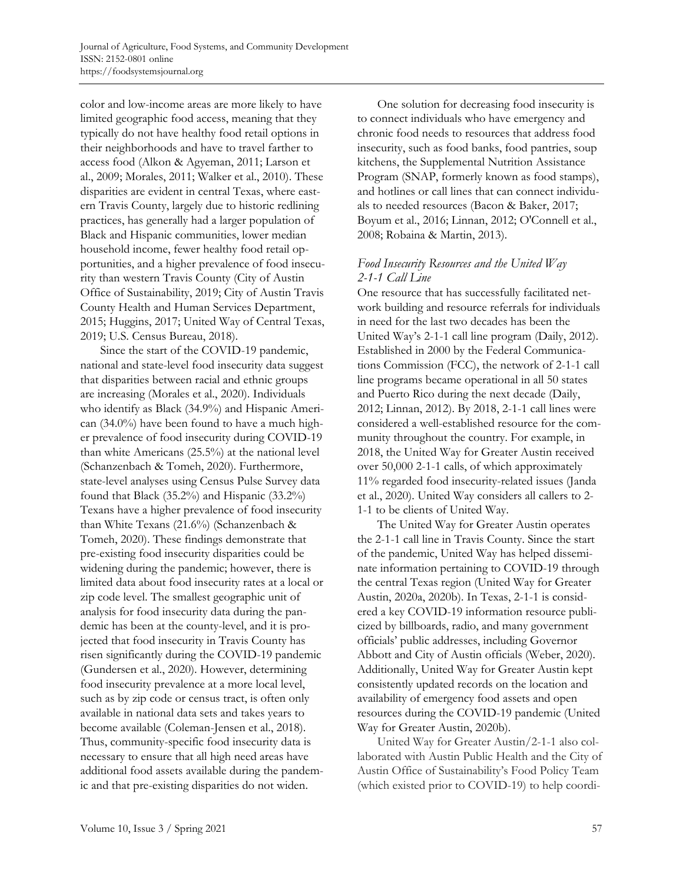color and low-income areas are more likely to have limited geographic food access, meaning that they typically do not have healthy food retail options in their neighborhoods and have to travel farther to access food (Alkon & Agyeman, 2011; Larson et al., 2009; Morales, 2011; Walker et al., 2010). These disparities are evident in central Texas, where eastern Travis County, largely due to historic redlining practices, has generally had a larger population of Black and Hispanic communities, lower median household income, fewer healthy food retail opportunities, and a higher prevalence of food insecurity than western Travis County (City of Austin Office of Sustainability, 2019; City of Austin Travis County Health and Human Services Department, 2015; Huggins, 2017; United Way of Central Texas, 2019; U.S. Census Bureau, 2018).

Since the start of the COVID-19 pandemic, national and state-level food insecurity data suggest that disparities between racial and ethnic groups are increasing (Morales et al., 2020). Individuals who identify as Black (34.9%) and Hispanic American (34.0%) have been found to have a much higher prevalence of food insecurity during COVID-19 than white Americans (25.5%) at the national level (Schanzenbach & Tomeh, 2020). Furthermore, state-level analyses using Census Pulse Survey data found that Black (35.2%) and Hispanic (33.2%) Texans have a higher prevalence of food insecurity than White Texans (21.6%) (Schanzenbach & Tomeh, 2020). These findings demonstrate that pre-existing food insecurity disparities could be widening during the pandemic; however, there is limited data about food insecurity rates at a local or zip code level. The smallest geographic unit of analysis for food insecurity data during the pandemic has been at the county-level, and it is projected that food insecurity in Travis County has risen significantly during the COVID-19 pandemic (Gundersen et al., 2020). However, determining food insecurity prevalence at a more local level, such as by zip code or census tract, is often only available in national data sets and takes years to become available (Coleman-Jensen et al., 2018). Thus, community-specific food insecurity data is necessary to ensure that all high need areas have additional food assets available during the pandemic and that pre-existing disparities do not widen.

One solution for decreasing food insecurity is to connect individuals who have emergency and chronic food needs to resources that address food insecurity, such as food banks, food pantries, soup kitchens, the Supplemental Nutrition Assistance Program (SNAP, formerly known as food stamps), and hotlines or call lines that can connect individuals to needed resources (Bacon & Baker, 2017; Boyum et al., 2016; Linnan, 2012; O'Connell et al., 2008; Robaina & Martin, 2013).

### *Food Insecurity Resources and the United Way 2-1-1 Call Line*

One resource that has successfully facilitated network building and resource referrals for individuals in need for the last two decades has been the United Way's 2-1-1 call line program (Daily, 2012). Established in 2000 by the Federal Communications Commission (FCC), the network of 2-1-1 call line programs became operational in all 50 states and Puerto Rico during the next decade (Daily, 2012; Linnan, 2012). By 2018, 2-1-1 call lines were considered a well-established resource for the community throughout the country. For example, in 2018, the United Way for Greater Austin received over 50,000 2-1-1 calls, of which approximately 11% regarded food insecurity-related issues (Janda et al., 2020). United Way considers all callers to 2-1-1 to be clients of United Way.

The United Way for Greater Austin operates the 2-1-1 call line in Travis County. Since the start of the pandemic, United Way has helped disseminate information pertaining to COVID-19 through the central Texas region (United Way for Greater Austin, 2020a, 2020b). In Texas, 2-1-1 is considered a key COVID-19 information resource publicized by billboards, radio, and many government officials' public addresses, including Governor Abbott and City of Austin officials (Weber, 2020). Additionally, United Way for Greater Austin kept consistently updated records on the location and availability of emergency food assets and open resources during the COVID-19 pandemic (United Way for Greater Austin, 2020b).

United Way for Greater Austin/2-1-1 also collaborated with Austin Public Health and the City of Austin Office of Sustainability's Food Policy Team (which existed prior to COVID-19) to help coordi-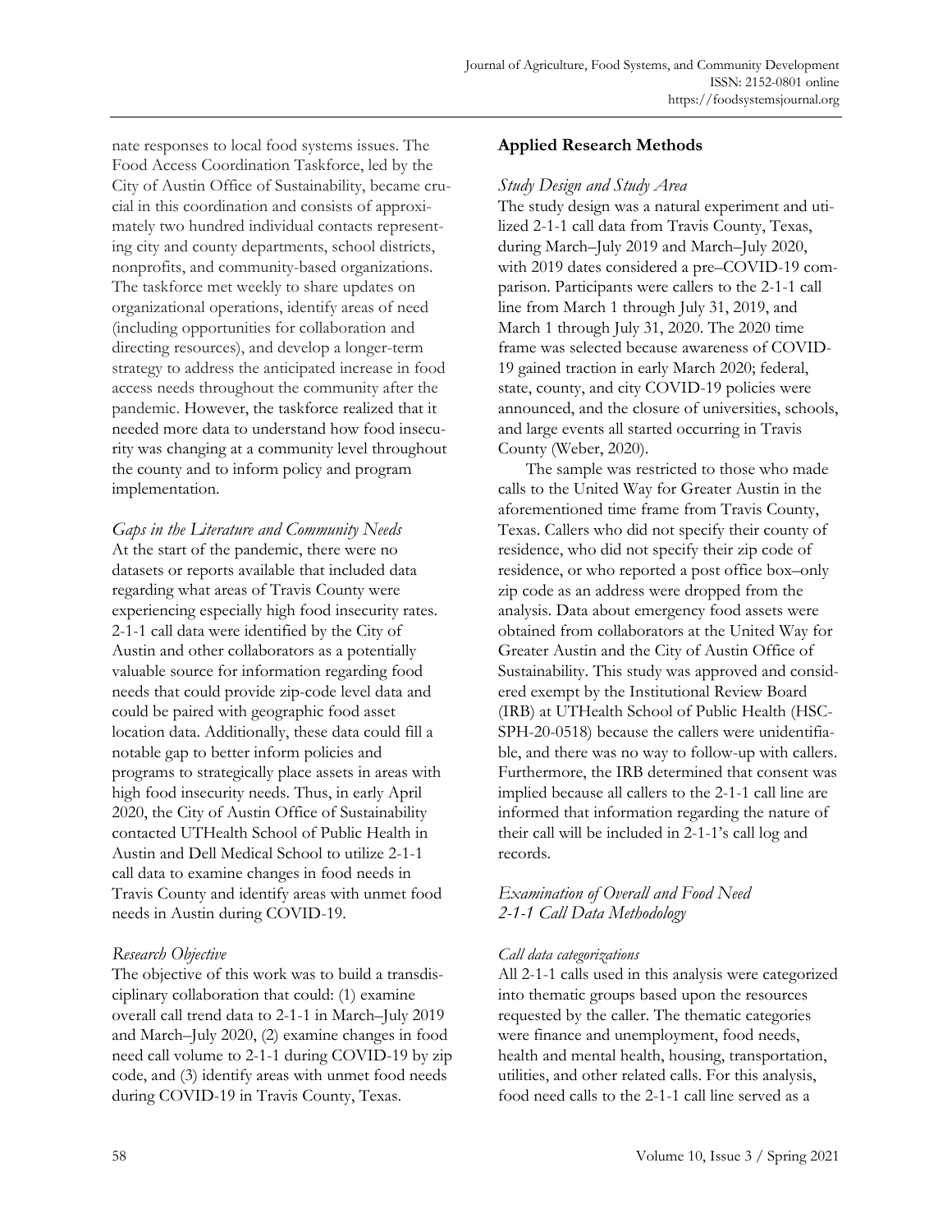nate responses to local food systems issues. The Food Access Coordination Taskforce, led by the City of Austin Office of Sustainability, became crucial in this coordination and consists of approximately two hundred individual contacts representing city and county departments, school districts, nonprofits, and community-based organizations. The taskforce met weekly to share updates on organizational operations, identify areas of need (including opportunities for collaboration and directing resources), and develop a longer-term strategy to address the anticipated increase in food access needs throughout the community after the pandemic. However, the taskforce realized that it needed more data to understand how food insecurity was changing at a community level throughout the county and to inform policy and program implementation.

*Gaps in the Literature and Community Needs*

At the start of the pandemic, there were no datasets or reports available that included data regarding what areas of Travis County were experiencing especially high food insecurity rates. 2-1-1 call data were identified by the City of Austin and other collaborators as a potentially valuable source for information regarding food needs that could provide zip-code level data and could be paired with geographic food asset location data. Additionally, these data could fill a notable gap to better inform policies and programs to strategically place assets in areas with high food insecurity needs. Thus, in early April 2020, the City of Austin Office of Sustainability contacted UTHealth School of Public Health in Austin and Dell Medical School to utilize 2-1-1 call data to examine changes in food needs in Travis County and identify areas with unmet food needs in Austin during COVID-19.

*Research Objective*

The objective of this work was to build a transdisciplinary collaboration that could: (1) examine overall call trend data to 2-1-1 in March–July 2019 and March–July 2020, (2) examine changes in food need call volume to 2-1-1 during COVID-19 by zip code, and (3) identify areas with unmet food needs during COVID-19 in Travis County, Texas.

## Applied Research Methods

*Study Design and Study Area*

The study design was a natural experiment and utilized 2-1-1 call data from Travis County, Texas, during March–July 2019 and March–July 2020, with 2019 dates considered a pre–COVID-19 comparison. Participants were callers to the 2-1-1 call line from March 1 through July 31, 2019, and March 1 through July 31, 2020. The 2020 time frame was selected because awareness of COVID-19 gained traction in early March 2020; federal, state, county, and city COVID-19 policies were announced, and the closure of universities, schools, and large events all started occurring in Travis County (Weber, 2020).

The sample was restricted to those who made calls to the United Way for Greater Austin in the aforementioned time frame from Travis County, Texas. Callers who did not specify their county of residence, who did not specify their zip code of residence, or who reported a post office box–only zip code as an address were dropped from the analysis. Data about emergency food assets were obtained from collaborators at the United Way for Greater Austin and the City of Austin Office of Sustainability. This study was approved and considered exempt by the Institutional Review Board (IRB) at UTHealth School of Public Health (HSC-SPH-20-0518) because the callers were unidentifiable, and there was no way to follow-up with callers. Furthermore, the IRB determined that consent was implied because all callers to the 2-1-1 call line are informed that information regarding the nature of their call will be included in 2-1-1's call log and records.

*Examination of Overall and Food Need 2-1-1 Call Data Methodology*

*Call data categorizations*

All 2-1-1 calls used in this analysis were categorized into thematic groups based upon the resources requested by the caller. The thematic categories were finance and unemployment, food needs, health and mental health, housing, transportation, utilities, and other related calls. For this analysis, food need calls to the 2-1-1 call line served as a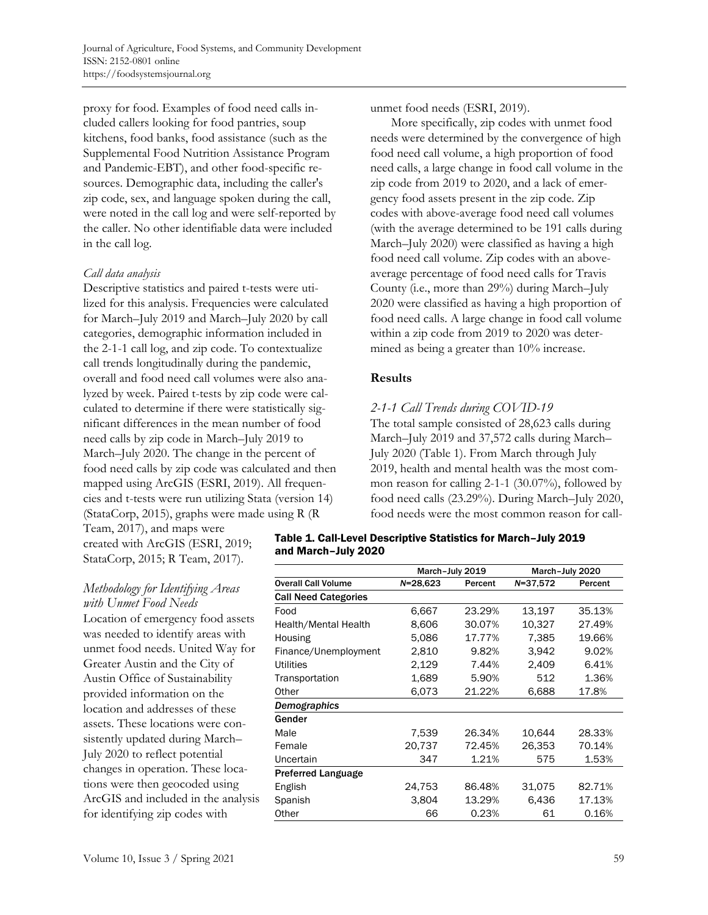proxy for food. Examples of food need calls included callers looking for food pantries, soup kitchens, food banks, food assistance (such as the Supplemental Food Nutrition Assistance Program and Pandemic-EBT), and other food-specific resources. Demographic data, including the caller's zip code, sex, and language spoken during the call, were noted in the call log and were self-reported by the caller. No other identifiable data were included in the call log.

*Call data analysis*

Descriptive statistics and paired t-tests were utilized for this analysis. Frequencies were calculated for March–July 2019 and March–July 2020 by call categories, demographic information included in the 2-1-1 call log, and zip code. To contextualize call trends longitudinally during the pandemic, overall and food need call volumes were also analyzed by week. Paired t-tests by zip code were calculated to determine if there were statistically significant differences in the mean number of food need calls by zip code in March–July 2019 to March–July 2020. The change in the percent of food need calls by zip code was calculated and then mapped using ArcGIS (ESRI, 2019). All frequencies and t-tests were run utilizing Stata (version 14) (StataCorp, 2015), graphs were made using R (R Team, 2017), and maps were created with ArcGIS (ESRI, 2019; StataCorp, 2015; R Team, 2017).

### *Methodology for Identifying Areas with Unmet Food Needs*

Location of emergency food assets was needed to identify areas with unmet food needs. United Way for Greater Austin and the City of Austin Office of Sustainability provided information on the location and addresses of these assets. These locations were consistently updated during March–July 2020 to reflect potential changes in operation. These locations were then geocoded using ArcGIS and included in the analysis for identifying zip codes with unmet food needs (ESRI, 2019).

More specifically, zip codes with unmet food needs were determined by the convergence of high food need call volume, a high proportion of food need calls, a large change in food call volume in the zip code from 2019 to 2020, and a lack of emergency food assets present in the zip code. Zip codes with above-average food need call volumes (with the average determined to be 191 calls during March–July 2020) were classified as having a high food need call volume. Zip codes with an above-average percentage of food need calls for Travis County (i.e., more than 29%) during March–July 2020 were classified as having a high proportion of food need calls. A large change in food call volume within a zip code from 2019 to 2020 was determined as being a greater than 10% increase.

## Results

### *2-1-1 Call Trends during COVID-19*

The total sample consisted of 28,623 calls during March–July 2019 and 37,572 calls during March–July 2020 (Table 1). From March through July 2019, health and mental health was the most common reason for calling 2-1-1 (30.07%), followed by food need calls (23.29%). During March–July 2020, food needs were the most common reason for call-

**Table 1. Call-Level Descriptive Statistics for March–July 2019 and March–July 2020**

| | March–July 2019 | | March–July 2020 | |
|---|---|---|---|---|
| **Overall Call Volume** | *N*=28,623 | Percent | *N*=37,572 | Percent |
| **Call Need Categories** | | | | |
| Food | 6,667 | 23.29% | 13,197 | 35.13% |
| Health/Mental Health | 8,606 | 30.07% | 10,327 | 27.49% |
| Housing | 5,086 | 17.77% | 7,385 | 19.66% |
| Finance/Unemployment | 2,810 | 9.82% | 3,942 | 9.02% |
| Utilities | 2,129 | 7.44% | 2,409 | 6.41% |
| Transportation | 1,689 | 5.90% | 512 | 1.36% |
| Other | 6,073 | 21.22% | 6,688 | 17.8% |
| ***Demographics*** | | | | |
| **Gender** | | | | |
| Male | 7,539 | 26.34% | 10,644 | 28.33% |
| Female | 20,737 | 72.45% | 26,353 | 70.14% |
| Uncertain | 347 | 1.21% | 575 | 1.53% |
| **Preferred Language** | | | | |
| English | 24,753 | 86.48% | 31,075 | 82.71% |
| Spanish | 3,804 | 13.29% | 6,436 | 17.13% |
| Other | 66 | 0.23% | 61 | 0.16% |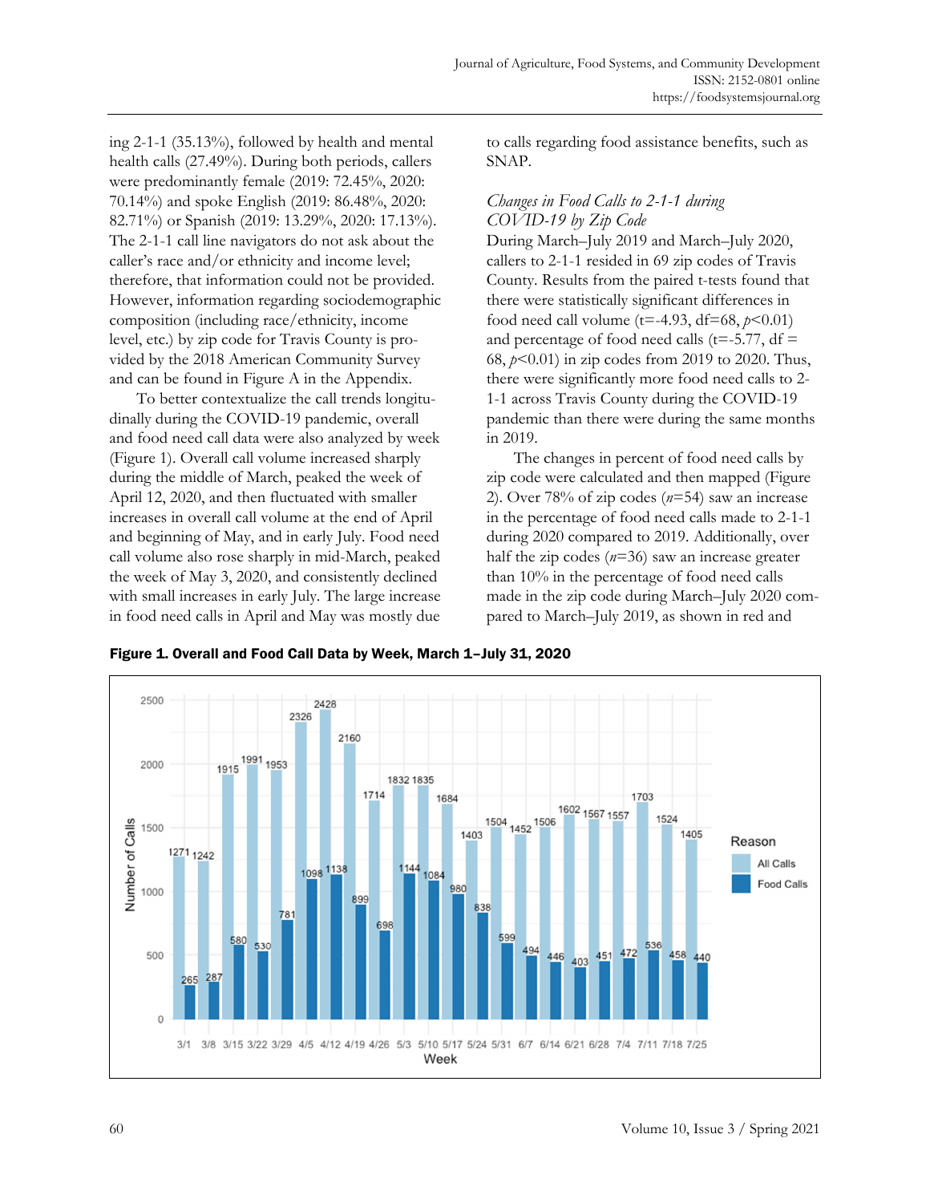ing 2-1-1 (35.13%), followed by health and mental health calls (27.49%). During both periods, callers were predominantly female (2019: 72.45%, 2020: 70.14%) and spoke English (2019: 86.48%, 2020: 82.71%) or Spanish (2019: 13.29%, 2020: 17.13%). The 2-1-1 call line navigators do not ask about the caller's race and/or ethnicity and income level; therefore, that information could not be provided. However, information regarding sociodemographic composition (including race/ethnicity, income level, etc.) by zip code for Travis County is provided by the 2018 American Community Survey and can be found in Figure A in the Appendix.

To better contextualize the call trends longitudinally during the COVID-19 pandemic, overall and food need call data were also analyzed by week (Figure 1). Overall call volume increased sharply during the middle of March, peaked the week of April 12, 2020, and then fluctuated with smaller increases in overall call volume at the end of April and beginning of May, and in early July. Food need call volume also rose sharply in mid-March, peaked the week of May 3, 2020, and consistently declined with small increases in early July. The large increase in food need calls in April and May was mostly due to calls regarding food assistance benefits, such as SNAP.

### *Changes in Food Calls to 2-1-1 during COVID-19 by Zip Code*

During March–July 2019 and March–July 2020, callers to 2-1-1 resided in 69 zip codes of Travis County. Results from the paired t-tests found that there were statistically significant differences in food need call volume (t=-4.93, df=68, $p$<0.01) and percentage of food need calls (t=-5.77, df = 68, $p$<0.01) in zip codes from 2019 to 2020. Thus, there were significantly more food need calls to 2-1-1 across Travis County during the COVID-19 pandemic than there were during the same months in 2019.

The changes in percent of food need calls by zip code were calculated and then mapped (Figure 2). Over 78% of zip codes ($n$=54) saw an increase in the percentage of food need calls made to 2-1-1 during 2020 compared to 2019. Additionally, over half the zip codes ($n$=36) saw an increase greater than 10% in the percentage of food need calls made in the zip code during March–July 2020 compared to March–July 2019, as shown in red and

**Figure 1. Overall and Food Call Data by Week, March 1–July 31, 2020**

| Week | All Calls | Food Calls |
|---|---|---|
| 3/1 | 1271 | 265 |
| 3/8 | 1242 | 287 |
| 3/15 | 1915 | 580 |
| 3/22 | 1991 | 530 |
| 3/29 | 1953 | 781 |
| 4/5 | 2326 | 1098 |
| 4/12 | 2428 | 1138 |
| 4/19 | 2160 | 899 |
| 4/26 | 1714 | 698 |
| 5/3 | 1832 | 1144 |
| 5/10 | 1835 | 1084 |
| 5/17 | 1684 | 980 |
| 5/24 | 1403 | 838 |
| 5/31 | 1504 | 599 |
| 6/7 | 1452 | 494 |
| 6/14 | 1506 | 446 |
| 6/21 | 1602 | 403 |
| 6/28 | 1567 | 451 |
| 7/4 | 1557 | 472 |
| 7/11 | 1703 | 536 |
| 7/18 | 1524 | 458 |
| 7/25 | 1405 | 440 |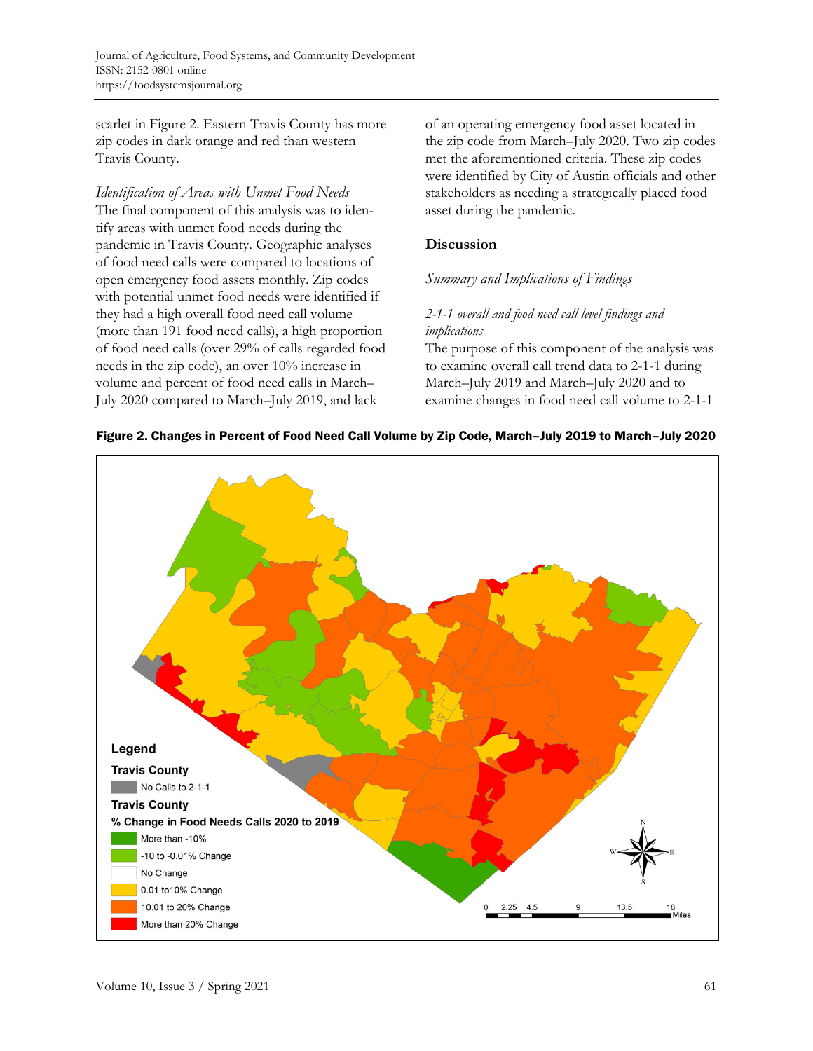scarlet in Figure 2. Eastern Travis County has more zip codes in dark orange and red than western Travis County.

*Identification of Areas with Unmet Food Needs*

The final component of this analysis was to identify areas with unmet food needs during the pandemic in Travis County. Geographic analyses of food need calls were compared to locations of open emergency food assets monthly. Zip codes with potential unmet food needs were identified if they had a high overall food need call volume (more than 191 food need calls), a high proportion of food need calls (over 29% of calls regarded food needs in the zip code), an over 10% increase in volume and percent of food need calls in March–July 2020 compared to March–July 2019, and lack of an operating emergency food asset located in the zip code from March–July 2020. Two zip codes met the aforementioned criteria. These zip codes were identified by City of Austin officials and other stakeholders as needing a strategically placed food asset during the pandemic.

## Discussion

### *Summary and Implications of Findings*

#### *2-1-1 overall and food need call level findings and implications*

The purpose of this component of the analysis was to examine overall call trend data to 2-1-1 during March–July 2019 and March–July 2020 and to examine changes in food need call volume to 2-1-1

**Figure 2. Changes in Percent of Food Need Call Volume by Zip Code, March–July 2019 to March–July 2020**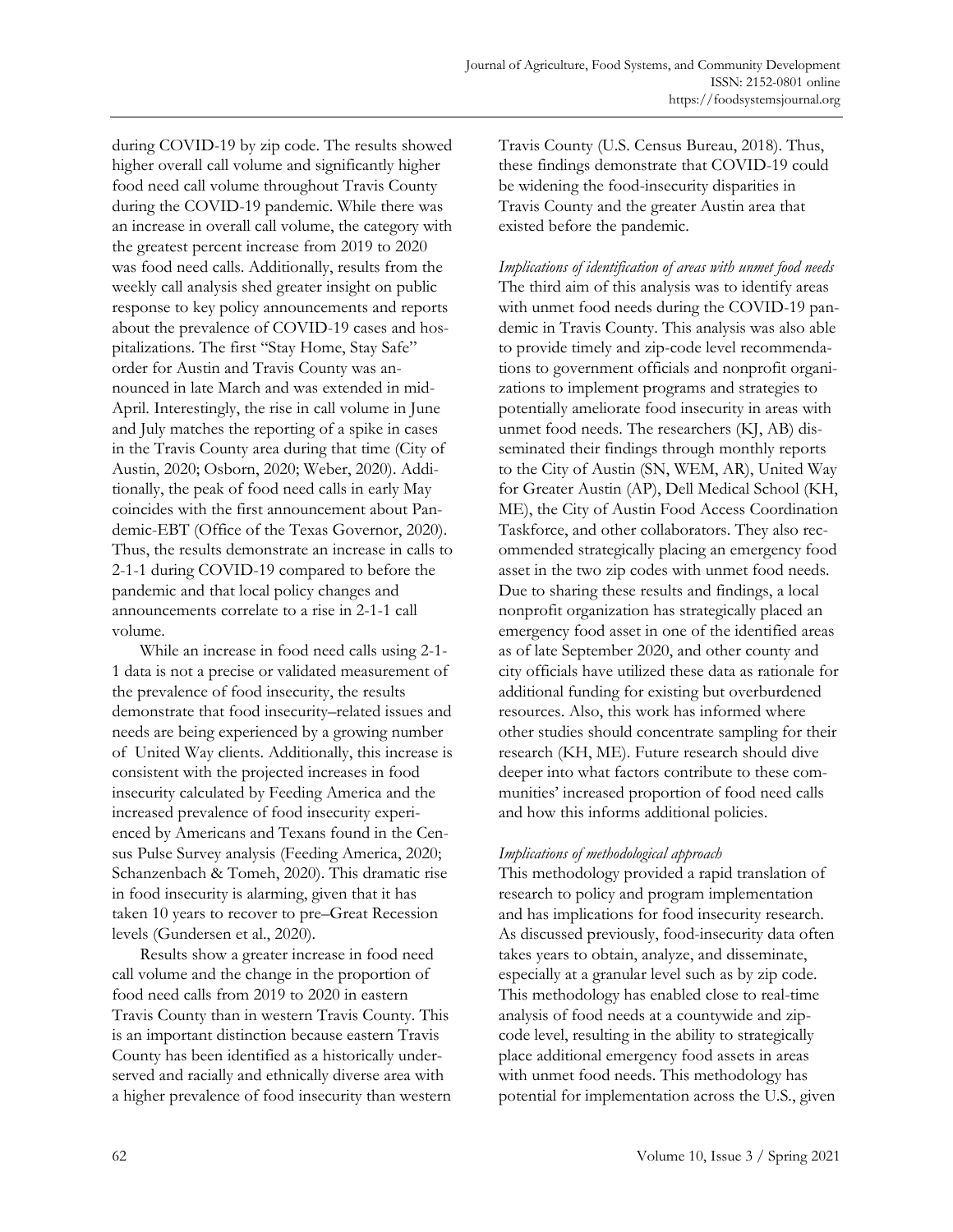during COVID-19 by zip code. The results showed higher overall call volume and significantly higher food need call volume throughout Travis County during the COVID-19 pandemic. While there was an increase in overall call volume, the category with the greatest percent increase from 2019 to 2020 was food need calls. Additionally, results from the weekly call analysis shed greater insight on public response to key policy announcements and reports about the prevalence of COVID-19 cases and hospitalizations. The first "Stay Home, Stay Safe" order for Austin and Travis County was announced in late March and was extended in mid-April. Interestingly, the rise in call volume in June and July matches the reporting of a spike in cases in the Travis County area during that time (City of Austin, 2020; Osborn, 2020; Weber, 2020). Additionally, the peak of food need calls in early May coincides with the first announcement about Pandemic-EBT (Office of the Texas Governor, 2020). Thus, the results demonstrate an increase in calls to 2-1-1 during COVID-19 compared to before the pandemic and that local policy changes and announcements correlate to a rise in 2-1-1 call volume.

While an increase in food need calls using 2-1-1 data is not a precise or validated measurement of the prevalence of food insecurity, the results demonstrate that food insecurity–related issues and needs are being experienced by a growing number of United Way clients. Additionally, this increase is consistent with the projected increases in food insecurity calculated by Feeding America and the increased prevalence of food insecurity experienced by Americans and Texans found in the Census Pulse Survey analysis (Feeding America, 2020; Schanzenbach & Tomeh, 2020). This dramatic rise in food insecurity is alarming, given that it has taken 10 years to recover to pre–Great Recession levels (Gundersen et al., 2020).

Results show a greater increase in food need call volume and the change in the proportion of food need calls from 2019 to 2020 in eastern Travis County than in western Travis County. This is an important distinction because eastern Travis County has been identified as a historically underserved and racially and ethnically diverse area with a higher prevalence of food insecurity than western Travis County (U.S. Census Bureau, 2018). Thus, these findings demonstrate that COVID-19 could be widening the food-insecurity disparities in Travis County and the greater Austin area that existed before the pandemic.

*Implications of identification of areas with unmet food needs*

The third aim of this analysis was to identify areas with unmet food needs during the COVID-19 pandemic in Travis County. This analysis was also able to provide timely and zip-code level recommendations to government officials and nonprofit organizations to implement programs and strategies to potentially ameliorate food insecurity in areas with unmet food needs. The researchers (KJ, AB) disseminated their findings through monthly reports to the City of Austin (SN, WEM, AR), United Way for Greater Austin (AP), Dell Medical School (KH, ME), the City of Austin Food Access Coordination Taskforce, and other collaborators. They also recommended strategically placing an emergency food asset in the two zip codes with unmet food needs. Due to sharing these results and findings, a local nonprofit organization has strategically placed an emergency food asset in one of the identified areas as of late September 2020, and other county and city officials have utilized these data as rationale for additional funding for existing but overburdened resources. Also, this work has informed where other studies should concentrate sampling for their research (KH, ME). Future research should dive deeper into what factors contribute to these communities' increased proportion of food need calls and how this informs additional policies.

*Implications of methodological approach*

This methodology provided a rapid translation of research to policy and program implementation and has implications for food insecurity research. As discussed previously, food-insecurity data often takes years to obtain, analyze, and disseminate, especially at a granular level such as by zip code. This methodology has enabled close to real-time analysis of food needs at a countywide and zip-code level, resulting in the ability to strategically place additional emergency food assets in areas with unmet food needs. This methodology has potential for implementation across the U.S., given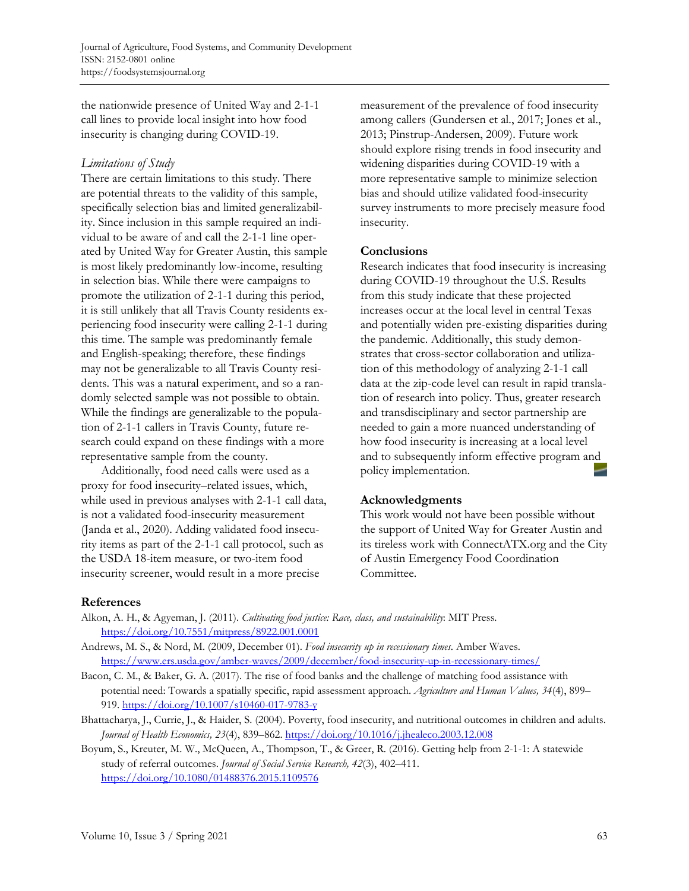the nationwide presence of United Way and 2-1-1 call lines to provide local insight into how food insecurity is changing during COVID-19.

### *Limitations of Study*

There are certain limitations to this study. There are potential threats to the validity of this sample, specifically selection bias and limited generalizability. Since inclusion in this sample required an individual to be aware of and call the 2-1-1 line operated by United Way for Greater Austin, this sample is most likely predominantly low-income, resulting in selection bias. While there were campaigns to promote the utilization of 2-1-1 during this period, it is still unlikely that all Travis County residents experiencing food insecurity were calling 2-1-1 during this time. The sample was predominantly female and English-speaking; therefore, these findings may not be generalizable to all Travis County residents. This was a natural experiment, and so a randomly selected sample was not possible to obtain. While the findings are generalizable to the population of 2-1-1 callers in Travis County, future research could expand on these findings with a more representative sample from the county.

Additionally, food need calls were used as a proxy for food insecurity–related issues, which, while used in previous analyses with 2-1-1 call data, is not a validated food-insecurity measurement (Janda et al., 2020). Adding validated food insecurity items as part of the 2-1-1 call protocol, such as the USDA 18-item measure, or two-item food insecurity screener, would result in a more precise measurement of the prevalence of food insecurity among callers (Gundersen et al., 2017; Jones et al., 2013; Pinstrup-Andersen, 2009). Future work should explore rising trends in food insecurity and widening disparities during COVID-19 with a more representative sample to minimize selection bias and should utilize validated food-insecurity survey instruments to more precisely measure food insecurity.

## Conclusions

Research indicates that food insecurity is increasing during COVID-19 throughout the U.S. Results from this study indicate that these projected increases occur at the local level in central Texas and potentially widen pre-existing disparities during the pandemic. Additionally, this study demonstrates that cross-sector collaboration and utilization of this methodology of analyzing 2-1-1 call data at the zip-code level can result in rapid translation of research into policy. Thus, greater research and transdisciplinary and sector partnership are needed to gain a more nuanced understanding of how food insecurity is increasing at a local level and to subsequently inform effective program and policy implementation.

## Acknowledgments

This work would not have been possible without the support of United Way for Greater Austin and its tireless work with ConnectATX.org and the City of Austin Emergency Food Coordination Committee.

## References

Alkon, A. H., & Agyeman, J. (2011). *Cultivating food justice: Race, class, and sustainability*: MIT Press. https://doi.org/10.7551/mitpress/8922.001.0001

Andrews, M. S., & Nord, M. (2009, December 01). *Food insecurity up in recessionary times.* Amber Waves. https://www.ers.usda.gov/amber-waves/2009/december/food-insecurity-up-in-recessionary-times/

Bacon, C. M., & Baker, G. A. (2017). The rise of food banks and the challenge of matching food assistance with potential need: Towards a spatially specific, rapid assessment approach. *Agriculture and Human Values, 34*(4), 899–919. https://doi.org/10.1007/s10460-017-9783-y

Bhattacharya, J., Currie, J., & Haider, S. (2004). Poverty, food insecurity, and nutritional outcomes in children and adults. *Journal of Health Economics, 23*(4), 839–862. https://doi.org/10.1016/j.jhealeco.2003.12.008

Boyum, S., Kreuter, M. W., McQueen, A., Thompson, T., & Greer, R. (2016). Getting help from 2-1-1: A statewide study of referral outcomes. *Journal of Social Service Research, 42*(3), 402–411. https://doi.org/10.1080/01488376.2015.1109576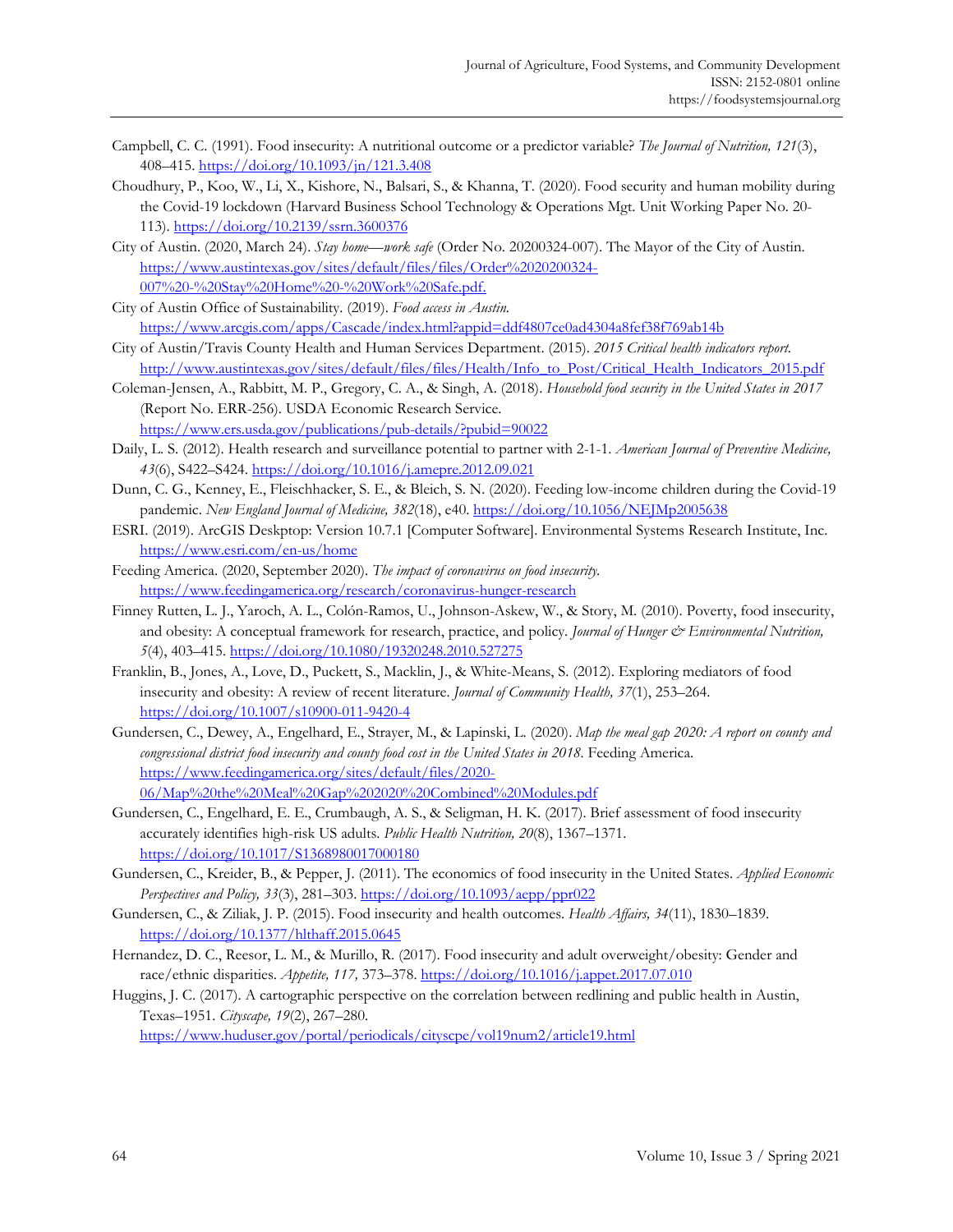Campbell, C. C. (1991). Food insecurity: A nutritional outcome or a predictor variable? *The Journal of Nutrition, 121*(3), 408–415. https://doi.org/10.1093/jn/121.3.408

Choudhury, P., Koo, W., Li, X., Kishore, N., Balsari, S., & Khanna, T. (2020). Food security and human mobility during the Covid-19 lockdown (Harvard Business School Technology & Operations Mgt. Unit Working Paper No. 20-113). https://doi.org/10.2139/ssrn.3600376

City of Austin. (2020, March 24). *Stay home—work safe* (Order No. 20200324-007). The Mayor of the City of Austin. https://www.austintexas.gov/sites/default/files/files/Order%2020200324-007%20-%20Stay%20Home%20-%20Work%20Safe.pdf.

City of Austin Office of Sustainability. (2019). *Food access in Austin.* https://www.arcgis.com/apps/Cascade/index.html?appid=ddf4807ce0ad4304a8fef38f769ab14b

City of Austin/Travis County Health and Human Services Department. (2015). *2015 Critical health indicators report.* http://www.austintexas.gov/sites/default/files/files/Health/Info_to_Post/Critical_Health_Indicators_2015.pdf

Coleman-Jensen, A., Rabbitt, M. P., Gregory, C. A., & Singh, A. (2018). *Household food security in the United States in 2017* (Report No. ERR-256). USDA Economic Research Service. https://www.ers.usda.gov/publications/pub-details/?pubid=90022

Daily, L. S. (2012). Health research and surveillance potential to partner with 2-1-1. *American Journal of Preventive Medicine, 43*(6), S422–S424. https://doi.org/10.1016/j.amepre.2012.09.021

Dunn, C. G., Kenney, E., Fleischhacker, S. E., & Bleich, S. N. (2020). Feeding low-income children during the Covid-19 pandemic. *New England Journal of Medicine, 382*(18), e40. https://doi.org/10.1056/NEJMp2005638

ESRI. (2019). ArcGIS Deskptop: Version 10.7.1 [Computer Software]. Environmental Systems Research Institute, Inc. https://www.esri.com/en-us/home

Feeding America. (2020, September 2020). *The impact of coronavirus on food insecurity.* https://www.feedingamerica.org/research/coronavirus-hunger-research

Finney Rutten, L. J., Yaroch, A. L., Colón-Ramos, U., Johnson-Askew, W., & Story, M. (2010). Poverty, food insecurity, and obesity: A conceptual framework for research, practice, and policy. *Journal of Hunger & Environmental Nutrition, 5*(4), 403–415. https://doi.org/10.1080/19320248.2010.527275

Franklin, B., Jones, A., Love, D., Puckett, S., Macklin, J., & White-Means, S. (2012). Exploring mediators of food insecurity and obesity: A review of recent literature. *Journal of Community Health, 37*(1), 253–264. https://doi.org/10.1007/s10900-011-9420-4

Gundersen, C., Dewey, A., Engelhard, E., Strayer, M., & Lapinski, L. (2020). *Map the meal gap 2020: A report on county and congressional district food insecurity and county food cost in the United States in 2018.* Feeding America. https://www.feedingamerica.org/sites/default/files/2020-06/Map%20the%20Meal%20Gap%202020%20Combined%20Modules.pdf

Gundersen, C., Engelhard, E. E., Crumbaugh, A. S., & Seligman, H. K. (2017). Brief assessment of food insecurity accurately identifies high-risk US adults. *Public Health Nutrition, 20*(8), 1367–1371. https://doi.org/10.1017/S1368980017000180

Gundersen, C., Kreider, B., & Pepper, J. (2011). The economics of food insecurity in the United States. *Applied Economic Perspectives and Policy, 33*(3), 281–303. https://doi.org/10.1093/aepp/ppr022

Gundersen, C., & Ziliak, J. P. (2015). Food insecurity and health outcomes. *Health Affairs, 34*(11), 1830–1839. https://doi.org/10.1377/hlthaff.2015.0645

Hernandez, D. C., Reesor, L. M., & Murillo, R. (2017). Food insecurity and adult overweight/obesity: Gender and race/ethnic disparities. *Appetite, 117,* 373–378. https://doi.org/10.1016/j.appet.2017.07.010

Huggins, J. C. (2017). A cartographic perspective on the correlation between redlining and public health in Austin, Texas–1951. *Cityscape, 19*(2), 267–280. https://www.huduser.gov/portal/periodicals/cityscpe/vol19num2/article19.html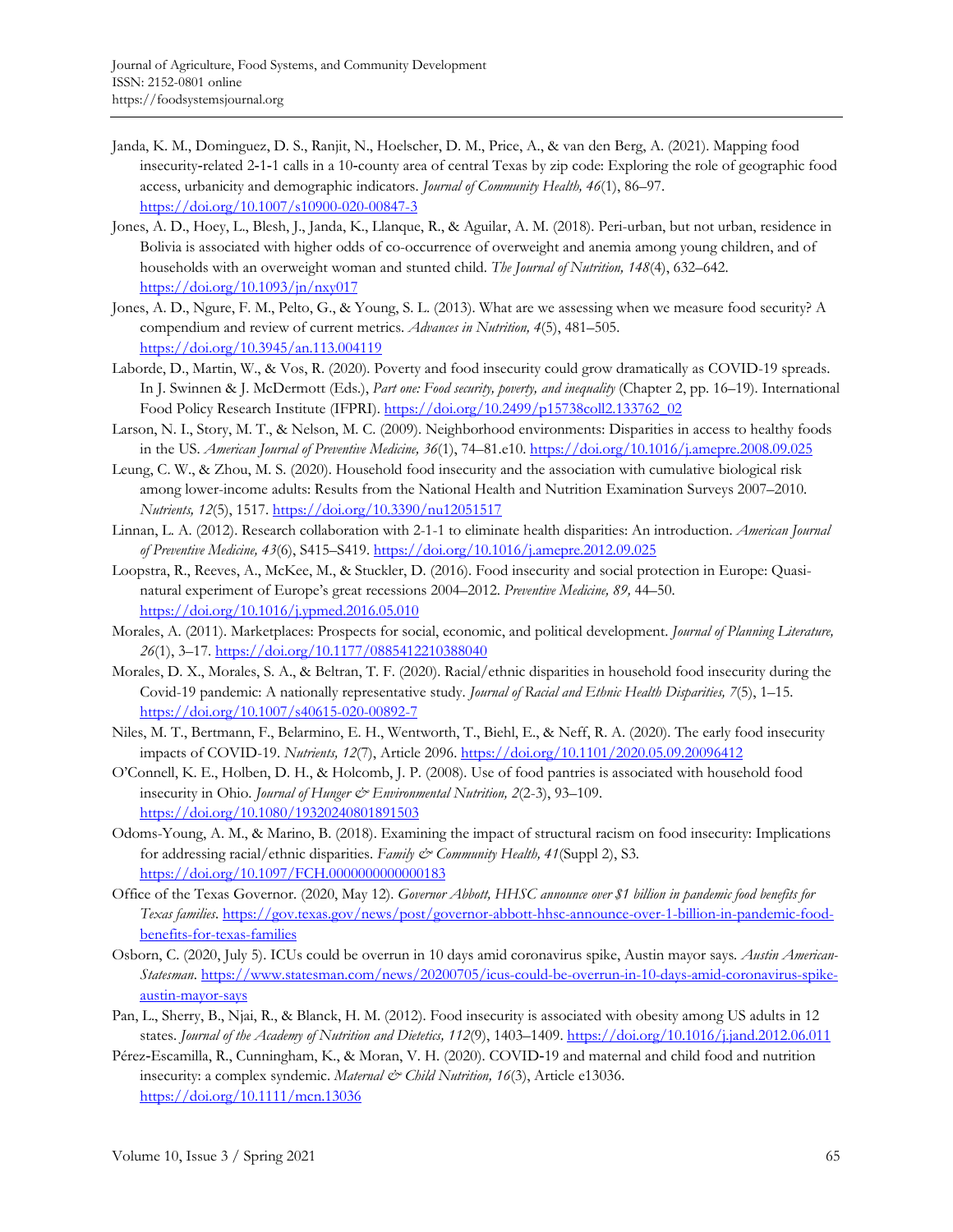Janda, K. M., Dominguez, D. S., Ranjit, N., Hoelscher, D. M., Price, A., & van den Berg, A. (2021). Mapping food insecurity-related 2-1-1 calls in a 10-county area of central Texas by zip code: Exploring the role of geographic food access, urbanicity and demographic indicators. *Journal of Community Health, 46*(1), 86–97. https://doi.org/10.1007/s10900-020-00847-3

Jones, A. D., Hoey, L., Blesh, J., Janda, K., Llanque, R., & Aguilar, A. M. (2018). Peri-urban, but not urban, residence in Bolivia is associated with higher odds of co-occurrence of overweight and anemia among young children, and of households with an overweight woman and stunted child. *The Journal of Nutrition, 148*(4), 632–642. https://doi.org/10.1093/jn/nxy017

Jones, A. D., Ngure, F. M., Pelto, G., & Young, S. L. (2013). What are we assessing when we measure food security? A compendium and review of current metrics. *Advances in Nutrition, 4*(5), 481–505. https://doi.org/10.3945/an.113.004119

Laborde, D., Martin, W., & Vos, R. (2020). Poverty and food insecurity could grow dramatically as COVID-19 spreads. In J. Swinnen & J. McDermott (Eds.), *Part one: Food security, poverty, and inequality* (Chapter 2, pp. 16–19). International Food Policy Research Institute (IFPRI). https://doi.org/10.2499/p15738coll2.133762_02

Larson, N. I., Story, M. T., & Nelson, M. C. (2009). Neighborhood environments: Disparities in access to healthy foods in the US. *American Journal of Preventive Medicine, 36*(1), 74–81.e10. https://doi.org/10.1016/j.amepre.2008.09.025

Leung, C. W., & Zhou, M. S. (2020). Household food insecurity and the association with cumulative biological risk among lower-income adults: Results from the National Health and Nutrition Examination Surveys 2007–2010. *Nutrients, 12*(5), 1517. https://doi.org/10.3390/nu12051517

Linnan, L. A. (2012). Research collaboration with 2-1-1 to eliminate health disparities: An introduction. *American Journal of Preventive Medicine, 43*(6), S415–S419. https://doi.org/10.1016/j.amepre.2012.09.025

Loopstra, R., Reeves, A., McKee, M., & Stuckler, D. (2016). Food insecurity and social protection in Europe: Quasi-natural experiment of Europe's great recessions 2004–2012. *Preventive Medicine, 89,* 44–50. https://doi.org/10.1016/j.ypmed.2016.05.010

Morales, A. (2011). Marketplaces: Prospects for social, economic, and political development. *Journal of Planning Literature, 26*(1), 3–17. https://doi.org/10.1177/0885412210388040

Morales, D. X., Morales, S. A., & Beltran, T. F. (2020). Racial/ethnic disparities in household food insecurity during the Covid-19 pandemic: A nationally representative study. *Journal of Racial and Ethnic Health Disparities, 7*(5), 1–15. https://doi.org/10.1007/s40615-020-00892-7

Niles, M. T., Bertmann, F., Belarmino, E. H., Wentworth, T., Biehl, E., & Neff, R. A. (2020). The early food insecurity impacts of COVID-19. *Nutrients, 12*(7), Article 2096. https://doi.org/10.1101/2020.05.09.20096412

O'Connell, K. E., Holben, D. H., & Holcomb, J. P. (2008). Use of food pantries is associated with household food insecurity in Ohio. *Journal of Hunger & Environmental Nutrition, 2*(2-3), 93–109. https://doi.org/10.1080/19320240801891503

Odoms-Young, A. M., & Marino, B. (2018). Examining the impact of structural racism on food insecurity: Implications for addressing racial/ethnic disparities. *Family & Community Health, 41*(Suppl 2), S3. https://doi.org/10.1097/FCH.0000000000000183

Office of the Texas Governor. (2020, May 12). *Governor Abbott, HHSC announce over $1 billion in pandemic food benefits for Texas families*. https://gov.texas.gov/news/post/governor-abbott-hhsc-announce-over-1-billion-in-pandemic-food-benefits-for-texas-families

Osborn, C. (2020, July 5). ICUs could be overrun in 10 days amid coronavirus spike, Austin mayor says. *Austin American-Statesman*. https://www.statesman.com/news/20200705/icus-could-be-overrun-in-10-days-amid-coronavirus-spike-austin-mayor-says

Pan, L., Sherry, B., Njai, R., & Blanck, H. M. (2012). Food insecurity is associated with obesity among US adults in 12 states. *Journal of the Academy of Nutrition and Dietetics, 112*(9), 1403–1409. https://doi.org/10.1016/j.jand.2012.06.011

Pérez-Escamilla, R., Cunningham, K., & Moran, V. H. (2020). COVID-19 and maternal and child food and nutrition insecurity: a complex syndemic. *Maternal & Child Nutrition, 16*(3), Article e13036. https://doi.org/10.1111/mcn.13036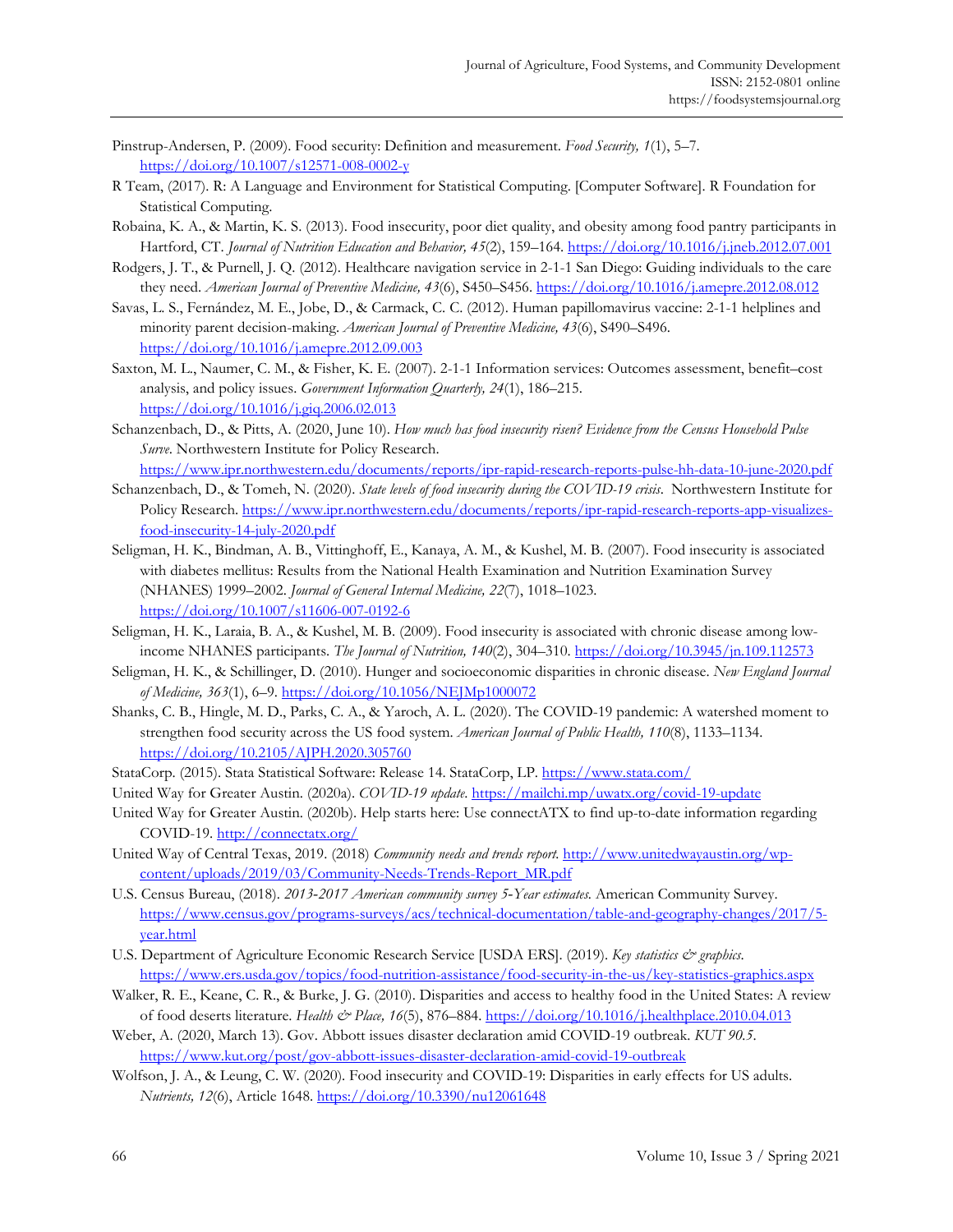Pinstrup-Andersen, P. (2009). Food security: Definition and measurement. *Food Security, 1*(1), 5–7. https://doi.org/10.1007/s12571-008-0002-y

R Team, (2017). R: A Language and Environment for Statistical Computing. [Computer Software]. R Foundation for Statistical Computing.

Robaina, K. A., & Martin, K. S. (2013). Food insecurity, poor diet quality, and obesity among food pantry participants in Hartford, CT. *Journal of Nutrition Education and Behavior, 45*(2), 159–164. https://doi.org/10.1016/j.jneb.2012.07.001

Rodgers, J. T., & Purnell, J. Q. (2012). Healthcare navigation service in 2-1-1 San Diego: Guiding individuals to the care they need. *American Journal of Preventive Medicine, 43*(6), S450–S456. https://doi.org/10.1016/j.amepre.2012.08.012

Savas, L. S., Fernández, M. E., Jobe, D., & Carmack, C. C. (2012). Human papillomavirus vaccine: 2-1-1 helplines and minority parent decision-making. *American Journal of Preventive Medicine, 43*(6), S490–S496. https://doi.org/10.1016/j.amepre.2012.09.003

Saxton, M. L., Naumer, C. M., & Fisher, K. E. (2007). 2-1-1 Information services: Outcomes assessment, benefit–cost analysis, and policy issues. *Government Information Quarterly, 24*(1), 186–215. https://doi.org/10.1016/j.giq.2006.02.013

Schanzenbach, D., & Pitts, A. (2020, June 10). *How much has food insecurity risen? Evidence from the Census Household Pulse Surve.* Northwestern Institute for Policy Research. https://www.ipr.northwestern.edu/documents/reports/ipr-rapid-research-reports-pulse-hh-data-10-june-2020.pdf

Schanzenbach, D., & Tomeh, N. (2020). *State levels of food insecurity during the COVID-19 crisis.* Northwestern Institute for Policy Research. https://www.ipr.northwestern.edu/documents/reports/ipr-rapid-research-reports-app-visualizes-food-insecurity-14-july-2020.pdf

Seligman, H. K., Bindman, A. B., Vittinghoff, E., Kanaya, A. M., & Kushel, M. B. (2007). Food insecurity is associated with diabetes mellitus: Results from the National Health Examination and Nutrition Examination Survey (NHANES) 1999–2002. *Journal of General Internal Medicine, 22*(7), 1018–1023. https://doi.org/10.1007/s11606-007-0192-6

Seligman, H. K., Laraia, B. A., & Kushel, M. B. (2009). Food insecurity is associated with chronic disease among low-income NHANES participants. *The Journal of Nutrition, 140*(2), 304–310. https://doi.org/10.3945/jn.109.112573

Seligman, H. K., & Schillinger, D. (2010). Hunger and socioeconomic disparities in chronic disease. *New England Journal of Medicine, 363*(1), 6–9. https://doi.org/10.1056/NEJMp1000072

Shanks, C. B., Hingle, M. D., Parks, C. A., & Yaroch, A. L. (2020). The COVID-19 pandemic: A watershed moment to strengthen food security across the US food system. *American Journal of Public Health, 110*(8), 1133–1134. https://doi.org/10.2105/AJPH.2020.305760

StataCorp. (2015). Stata Statistical Software: Release 14. StataCorp, LP. https://www.stata.com/

United Way for Greater Austin. (2020a). *COVID-19 update.* https://mailchi.mp/uwatx.org/covid-19-update

United Way for Greater Austin. (2020b). Help starts here: Use connectATX to find up-to-date information regarding COVID-19. http://connectatx.org/

United Way of Central Texas, 2019. (2018) *Community needs and trends report.* http://www.unitedwayaustin.org/wp-content/uploads/2019/03/Community-Needs-Trends-Report_MR.pdf

U.S. Census Bureau, (2018). *2013-2017 American community survey 5-Year estimates.* American Community Survey. https://www.census.gov/programs-surveys/acs/technical-documentation/table-and-geography-changes/2017/5-year.html

U.S. Department of Agriculture Economic Research Service [USDA ERS]. (2019). *Key statistics & graphics.* https://www.ers.usda.gov/topics/food-nutrition-assistance/food-security-in-the-us/key-statistics-graphics.aspx

Walker, R. E., Keane, C. R., & Burke, J. G. (2010). Disparities and access to healthy food in the United States: A review of food deserts literature. *Health & Place, 16*(5), 876–884. https://doi.org/10.1016/j.healthplace.2010.04.013

Weber, A. (2020, March 13). Gov. Abbott issues disaster declaration amid COVID-19 outbreak. *KUT 90.5.* https://www.kut.org/post/gov-abbott-issues-disaster-declaration-amid-covid-19-outbreak

Wolfson, J. A., & Leung, C. W. (2020). Food insecurity and COVID-19: Disparities in early effects for US adults. *Nutrients, 12*(6), Article 1648. https://doi.org/10.3390/nu12061648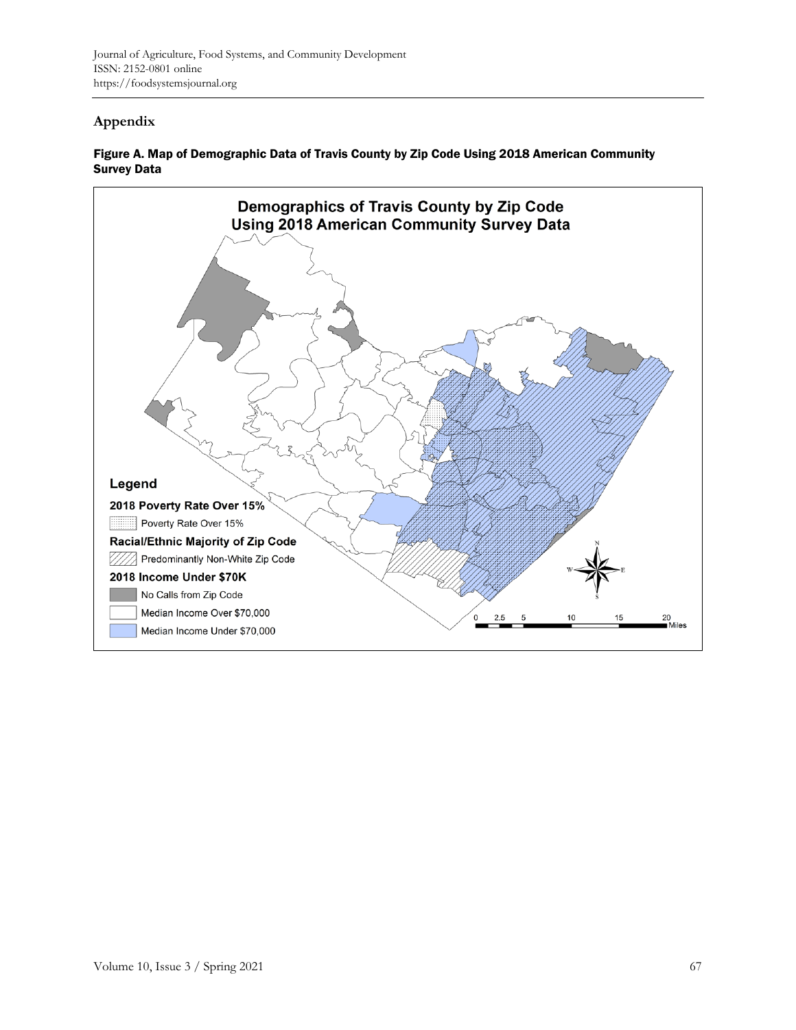## Appendix

**Figure A. Map of Demographic Data of Travis County by Zip Code Using 2018 American Community Survey Data**

Demographics of Travis County by Zip Code
Using 2018 American Community Survey Data

Legend

2018 Poverty Rate Over 15%

Poverty Rate Over 15%

Racial/Ethnic Majority of Zip Code

Predominantly Non-White Zip Code

2018 Income Under $70K

No Calls from Zip Code

Median Income Over $70,000

Median Income Under $70,000

0 2.5 5 10 15 20 Miles